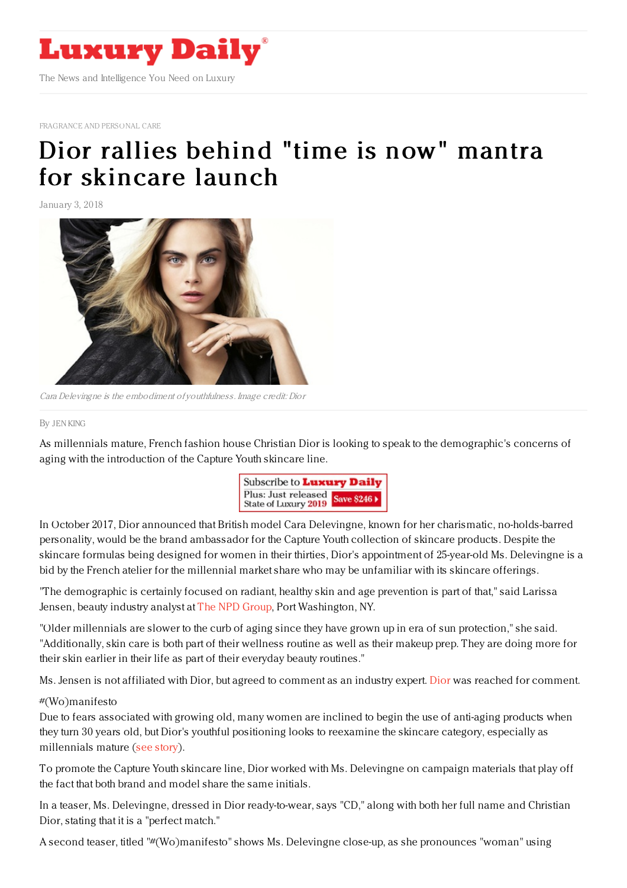# Luxury Daily

The News and Intelligence You Need on Luxury

FRAGRANCE AND PERSONAL CARE

# Dior rallies behind "time is now" mantra for skincare launch

January 3, 2018

*Cara Delevingne is the embodiment of youthfulness. Image credit: Dior*

By JEN KING

As millennials mature, French fashion house Christian Dior is looking to speak to the demographic's concerns of aging with the introduction of the Capture Youth skincare line.

In October 2017, Dior announced that British model Cara Delevingne, known for her charismatic, no-holds-barred personality, would be the brand ambassador for the Capture Youth collection of skincare products. Despite the skincare formulas being designed for women in their thirties, Dior's appointment of 25-year-old Ms. Delevingne is a bid by the French atelier for the millennial market share who may be unfamiliar with its skincare offerings.

"The demographic is certainly focused on radiant, healthy skin and age prevention is part of that," said Larissa Jensen, beauty industry analyst at The NPD Group, Port Washington, NY.

"Older millennials are slower to the curb of aging since they have grown up in era of sun protection," she said. "Additionally, skin care is both part of their wellness routine as well as their makeup prep. They are doing more for their skin earlier in their life as part of their everyday beauty routines."

Ms. Jensen is not affiliated with Dior, but agreed to comment as an industry expert. Dior was reached for comment.

#(Wo)manifesto

Due to fears associated with growing old, many women are inclined to begin the use of anti-aging products when they turn 30 years old, but Dior's youthful positioning looks to reexamine the skincare category, especially as millennials mature (see story).

To promote the Capture Youth skincare line, Dior worked with Ms. Delevingne on campaign materials that play off the fact that both brand and model share the same initials.

In a teaser, Ms. Delevingne, dressed in Dior ready-to-wear, says "CD," along with both her full name and Christian Dior, stating that it is a "perfect match."

A second teaser, titled "#(Wo)manifesto" shows Ms. Delevingne close-up, as she pronounces "woman" using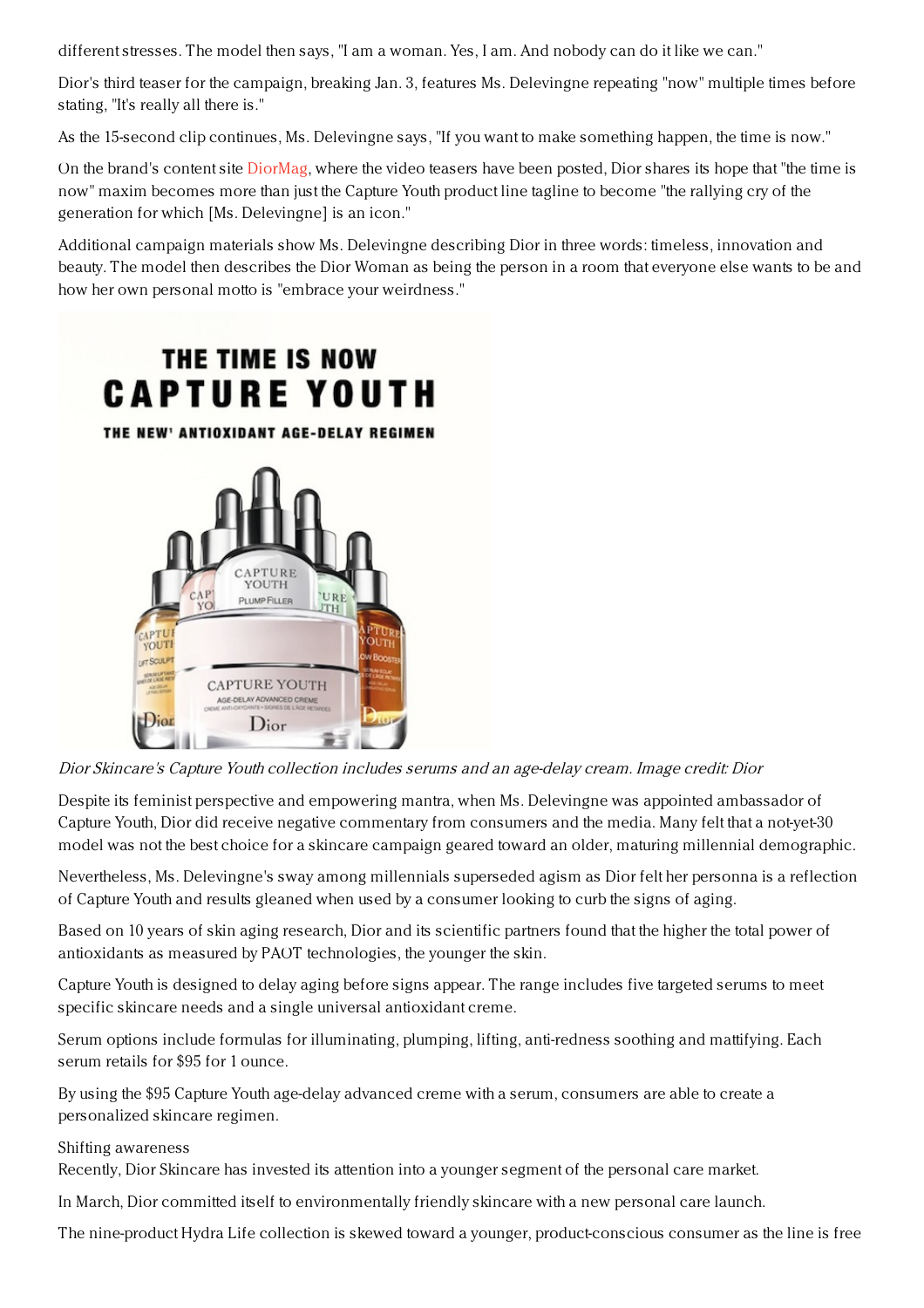different stresses. The model then says, "I am a woman. Yes, I am. And nobody can do it like we can."

Dior's third teaser for the campaign, breaking Jan. 3, features Ms. Delevingne repeating "now" multiple times before stating, "It's really all there is."

As the 15-second clip continues, Ms. Delevingne says, "If you want to make something happen, the time is now."

On the brand's content site DiorMag, where the video teasers have been posted, Dior shares its hope that "the time is now" maxim becomes more than just the Capture Youth product line tagline to become "the rallying cry of the generation for which [Ms. Delevingne] is an icon."

Additional campaign materials show Ms. Delevingne describing Dior in three words: timeless, innovation and beauty. The model then describes the Dior Woman as being the person in a room that everyone else wants to be and how her own personal motto is "embrace your weirdness."

*Dior Skincare's Capture Youth collection includes serums and an age-delay cream. Image credit: Dior*

Despite its feminist perspective and empowering mantra, when Ms. Delevingne was appointed ambassador of Capture Youth, Dior did receive negative commentary from consumers and the media. Many felt that a not-yet-30 model was not the best choice for a skincare campaign geared toward an older, maturing millennial demographic.

Nevertheless, Ms. Delevingne's sway among millennials superseded agism as Dior felt her personna is a reflection of Capture Youth and results gleaned when used by a consumer looking to curb the signs of aging.

Based on 10 years of skin aging research, Dior and its scientific partners found that the higher the total power of antioxidants as measured by PAOT technologies, the younger the skin.

Capture Youth is designed to delay aging before signs appear. The range includes five targeted serums to meet specific skincare needs and a single universal antioxidant creme.

Serum options include formulas for illuminating, plumping, lifting, anti-redness soothing and mattifying. Each serum retails for $95 for 1 ounce.

By using the $95 Capture Youth age-delay advanced creme with a serum, consumers are able to create a personalized skincare regimen.

Shifting awareness

Recently, Dior Skincare has invested its attention into a younger segment of the personal care market.

In March, Dior committed itself to environmentally friendly skincare with a new personal care launch.

The nine-product Hydra Life collection is skewed toward a younger, product-conscious consumer as the line is free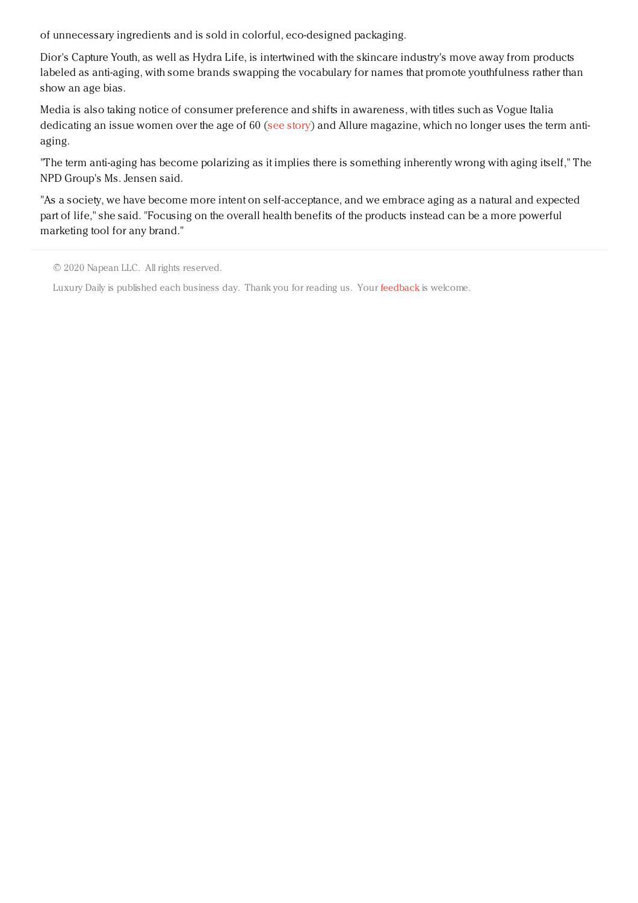of unnecessary ingredients and is sold in colorful, eco-designed packaging.

Dior's Capture Youth, as well as Hydra Life, is intertwined with the skincare industry's move away from products labeled as anti-aging, with some brands swapping the vocabulary for names that promote youthfulness rather than show an age bias.

Media is also taking notice of consumer preference and shifts in awareness, with titles such as Vogue Italia dedicating an issue women over the age of 60 (see story) and Allure magazine, which no longer uses the term anti-aging.

"The term anti-aging has become polarizing as it implies there is something inherently wrong with aging itself," The NPD Group's Ms. Jensen said.

"As a society, we have become more intent on self-acceptance, and we embrace aging as a natural and expected part of life," she said. "Focusing on the overall health benefits of the products instead can be a more powerful marketing tool for any brand."

© 2020 Napean LLC. All rights reserved.

Luxury Daily is published each business day. Thank you for reading us. Your feedback is welcome.